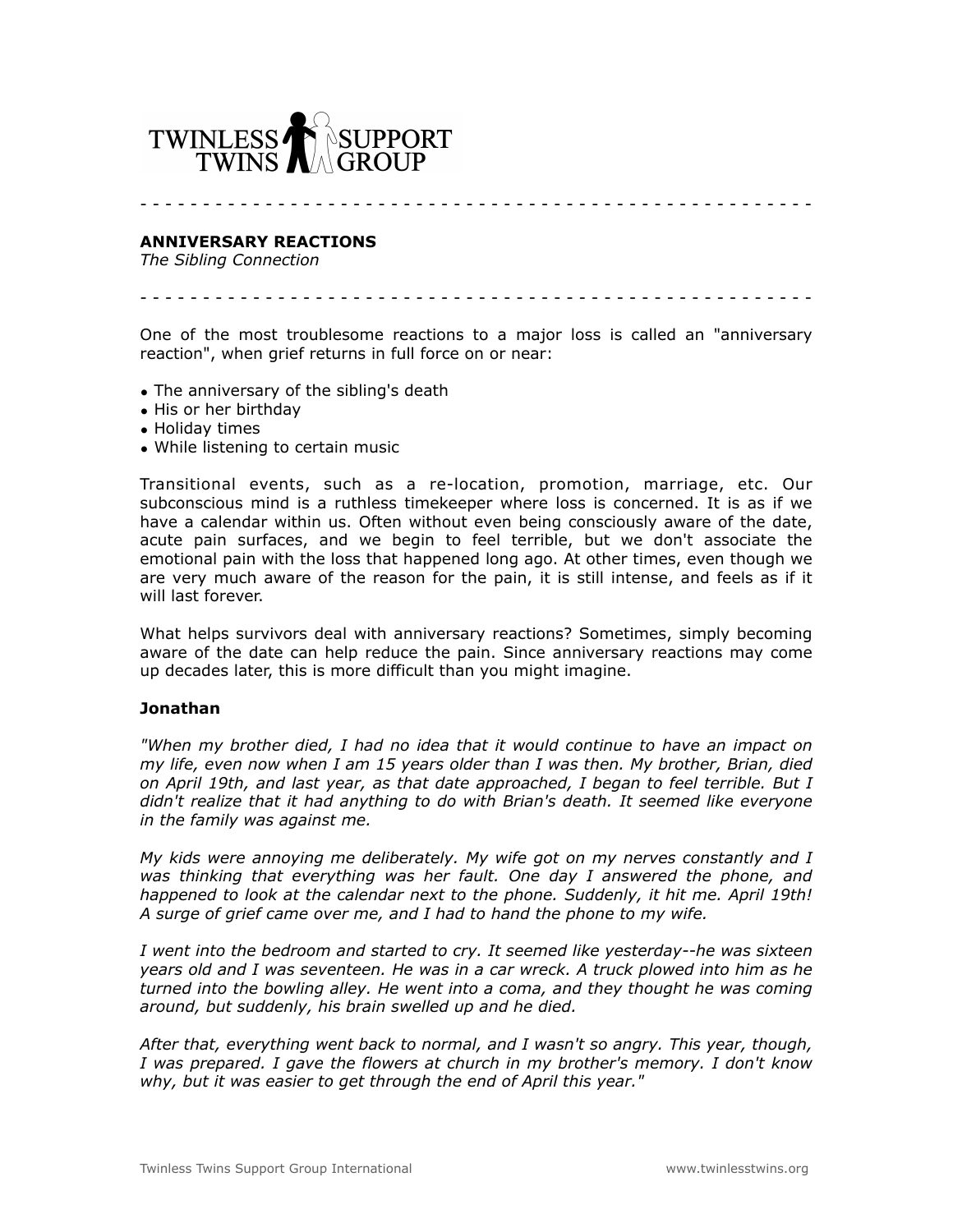# TWINLESS TWINS SUPPORT GROUP

---

## ANNIVERSARY REACTIONS

*The Sibling Connection*

---

One of the most troublesome reactions to a major loss is called an "anniversary reaction", when grief returns in full force on or near:

- The anniversary of the sibling's death
- His or her birthday
- Holiday times
- While listening to certain music

Transitional events, such as a re-location, promotion, marriage, etc. Our subconscious mind is a ruthless timekeeper where loss is concerned. It is as if we have a calendar within us. Often without even being consciously aware of the date, acute pain surfaces, and we begin to feel terrible, but we don't associate the emotional pain with the loss that happened long ago. At other times, even though we are very much aware of the reason for the pain, it is still intense, and feels as if it will last forever.

What helps survivors deal with anniversary reactions? Sometimes, simply becoming aware of the date can help reduce the pain. Since anniversary reactions may come up decades later, this is more difficult than you might imagine.

### Jonathan

*"When my brother died, I had no idea that it would continue to have an impact on my life, even now when I am 15 years older than I was then. My brother, Brian, died on April 19th, and last year, as that date approached, I began to feel terrible. But I didn't realize that it had anything to do with Brian's death. It seemed like everyone in the family was against me.*

*My kids were annoying me deliberately. My wife got on my nerves constantly and I was thinking that everything was her fault. One day I answered the phone, and happened to look at the calendar next to the phone. Suddenly, it hit me. April 19th! A surge of grief came over me, and I had to hand the phone to my wife.*

*I went into the bedroom and started to cry. It seemed like yesterday--he was sixteen years old and I was seventeen. He was in a car wreck. A truck plowed into him as he turned into the bowling alley. He went into a coma, and they thought he was coming around, but suddenly, his brain swelled up and he died.*

*After that, everything went back to normal, and I wasn't so angry. This year, though, I was prepared. I gave the flowers at church in my brother's memory. I don't know why, but it was easier to get through the end of April this year."*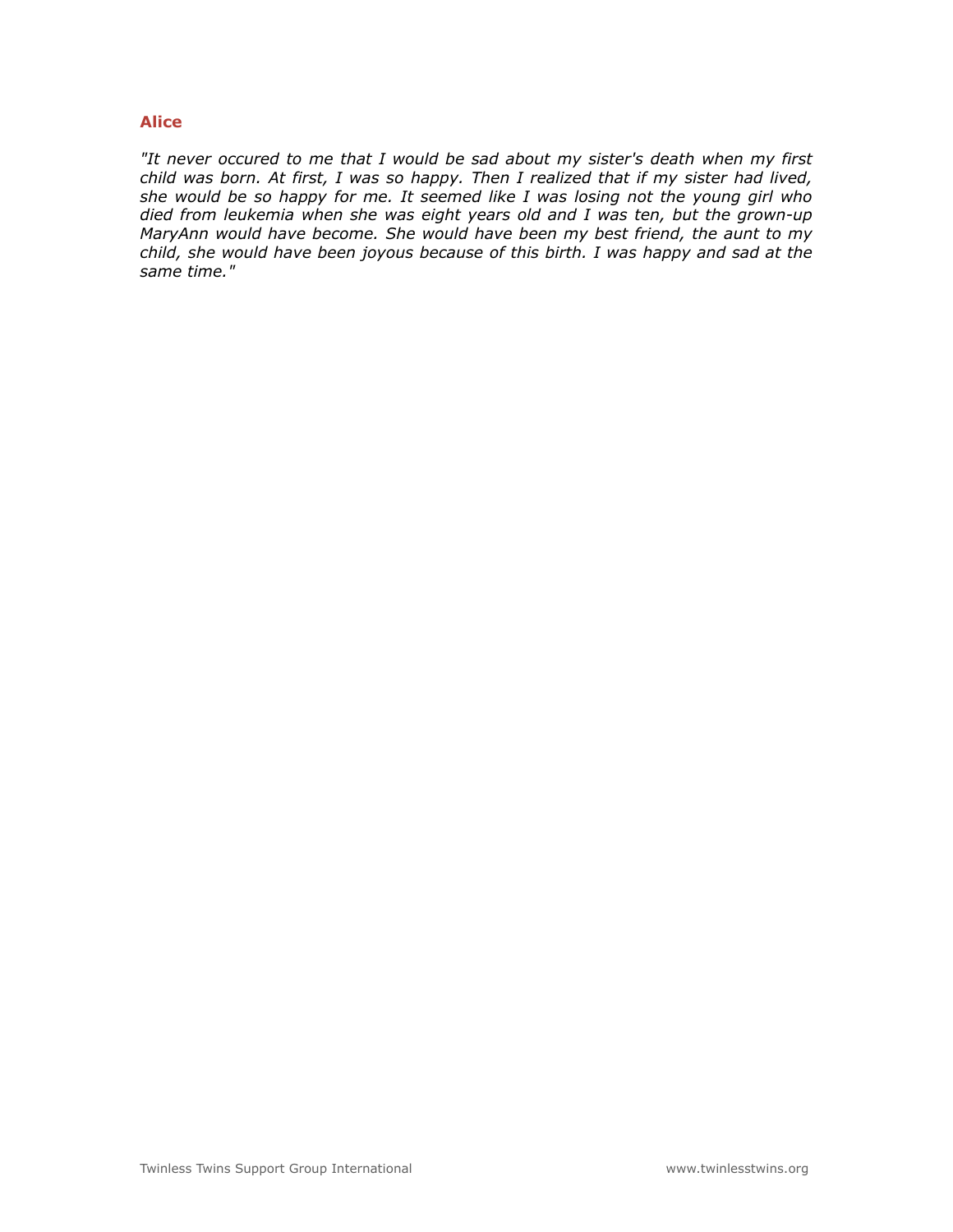### Alice

*"It never occured to me that I would be sad about my sister's death when my first child was born. At first, I was so happy. Then I realized that if my sister had lived, she would be so happy for me. It seemed like I was losing not the young girl who died from leukemia when she was eight years old and I was ten, but the grown-up MaryAnn would have become. She would have been my best friend, the aunt to my child, she would have been joyous because of this birth. I was happy and sad at the same time."*